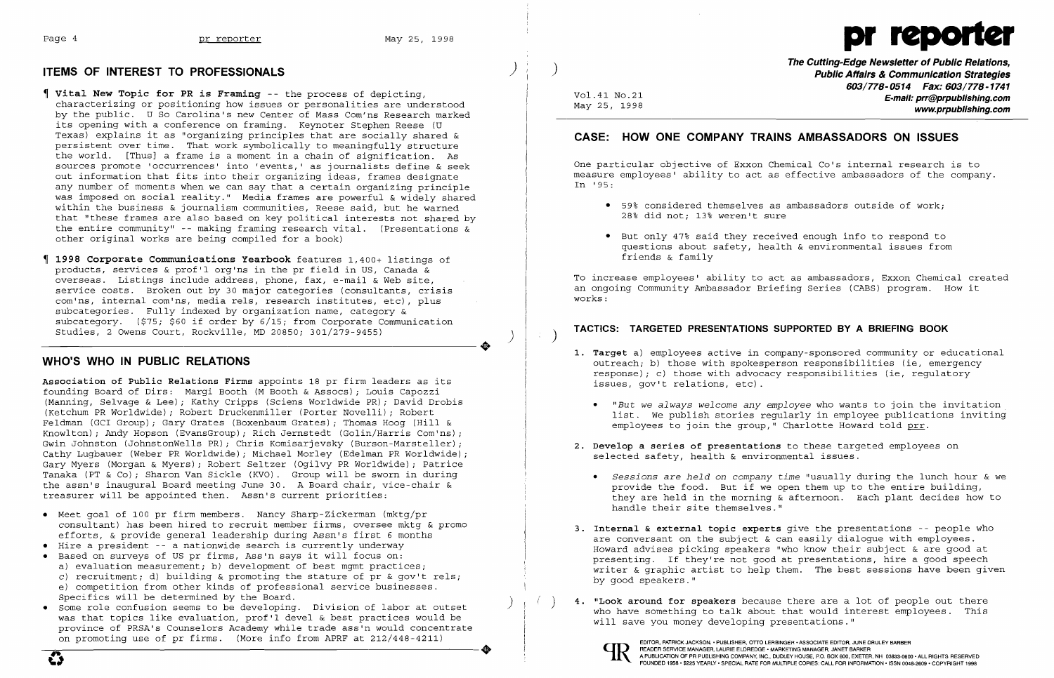## ITEMS OF INTEREST TO PROFESSIONALS

¶ **Vital New Topic for PR is Framing** -- the process of depicting, characterizing or positioning how issues or personalities are understood by the public. U So Carolina's new Center of Mass Com'ns Research marked its opening with a conference on framing. Keynoter Stephen Reese (U Texas) explains it as "organizing principles that are socially shared & persistent over time. That work symbolically to meaningfully structure the world. [Thus] a frame is a moment in a chain of signification. As sources promote 'occurrences' into 'events,' as journalists define & seek out information that fits into their organizing ideas, frames designate any number of moments when we can say that a certain organizing principle was imposed on social reality." Media frames are powerful & widely shared within the business & journalism communities, Reese said, but he warned that "these frames are also based on key political interests not shared by the entire community" -- making framing research vital. (Presentations & other original works are being compiled for a book)

¶ **1998 Corporate Communications Yearbook** features 1,400+ listings of products, services & prof'l org'ns in the pr field in US, Canada & overseas. Listings include address, phone, fax, e-mail & Web site, service costs. Broken out by 30 major categories (consultants, crisis com'ns, internal com'ns, media rels, research institutes, etc), plus subcategories. Fully indexed by organization name, category & subcategory. ($75; $60 if order by 6/15; from Corporate Communication Studies, 2 Owens Court, Rockville, MD 20850; 301/279-9455)

## WHO'S WHO IN PUBLIC RELATIONS

**Association of Public Relations Firms** appoints 18 pr firm leaders as its founding Board of Dirs: Margi Booth (M Booth & Assocs); Louis Capozzi (Manning, Selvage & Lee); Kathy Cripps (Sciens Worldwide PR); David Drobis (Ketchum PR Worldwide); Robert Druckenmiller (Porter Novelli); Robert Feldman (GCI Group); Gary Grates (Boxenbaum Grates); Thomas Hoog (Hill & Knowlton); Andy Hopson (EvansGroup); Rich Jernstedt (Golin/Harris Com'ns); Gwin Johnston (JohnstonWells PR); Chris Komisarjevsky (Burson-Marsteller); Cathy Lugbauer (Weber PR Worldwide); Michael Morley (Edelman PR Worldwide); Gary Myers (Morgan & Myers); Robert Seltzer (Ogilvy PR Worldwide); Patrice Tanaka (PT & Co); Sharon Van Sickle (KVO). Group will be sworn in during the assn's inaugural Board meeting June 30. A Board chair, vice-chair & treasurer will be appointed then. Assn's current priorities:

- Meet goal of 100 pr firm members. Nancy Sharp-Zickerman (mktg/pr consultant) has been hired to recruit member firms, oversee mktg & promo efforts, & provide general leadership during Assn's first 6 months
- Hire a president -- a nationwide search is currently underway
- Based on surveys of US pr firms, Ass'n says it will focus on: a) evaluation measurement; b) development of best mgmt practices; c) recruitment; d) building & promoting the stature of pr & gov't rels; e) competition from other kinds of professional service businesses. Specifics will be determined by the Board.
- Some role confusion seems to be developing. Division of labor at outset was that topics like evaluation, prof'l devel & best practices would be province of PRSA's Counselors Academy while trade ass'n would concentrate on promoting use of pr firms. (More info from APRF at 212/448-4211)

# pr reporter

**The Cutting-Edge Newsletter of Public Relations, Public Affairs & Communication Strategies**
603/778-0514 Fax: 603/778-1741
E-mail: prr@prpublishing.com
www.prpublishing.com

Vol.41 No.21
May 25, 1998

## CASE: HOW ONE COMPANY TRAINS AMBASSADORS ON ISSUES

One particular objective of Exxon Chemical Co's internal research is to measure employees' ability to act as effective ambassadors of the company. In '95:

- 59% considered themselves as ambassadors outside of work; 28% did not; 13% weren't sure
- But only 47% said they received enough info to respond to questions about safety, health & environmental issues from friends & family

To increase employees' ability to act as ambassadors, Exxon Chemical created an ongoing Community Ambassador Briefing Series (CABS) program. How it works:

## TACTICS: TARGETED PRESENTATIONS SUPPORTED BY A BRIEFING BOOK

1. **Target** a) employees active in company-sponsored community or educational outreach; b) those with spokesperson responsibilities (ie, emergency response); c) those with advocacy responsibilities (ie, regulatory issues, gov't relations, etc).

   - "*But we always welcome any employee* who wants to join the invitation list. We publish stories regularly in employee publications inviting employees to join the group," Charlotte Howard told prr.

2. **Develop a series of presentations** to these targeted employees on selected safety, health & environmental issues.

   - *Sessions are held on company time* "usually during the lunch hour & we provide the food. But if we open them up to the entire building, they are held in the morning & afternoon. Each plant decides how to handle their site themselves."

3. **Internal & external topic experts** give the presentations -- people who are conversant on the subject & can easily dialogue with employees. Howard advises picking speakers "who know their subject & are good at presenting. If they're not good at presentations, hire a good speech writer & graphic artist to help them. The best sessions have been given by good speakers."

4. **"Look around for speakers** because there are a lot of people out there who have something to talk about that would interest employees. This will save you money developing presentations."

EDITOR, PATRICK JACKSON • PUBLISHER, OTTO LERBINGER • ASSOCIATE EDITOR, JUNE DRULEY BARBER
READER SERVICE MANAGER, LAURIE ELDREDGE • MARKETING MANAGER, JANET BARKER
A PUBLICATION OF PR PUBLISHING COMPANY, INC., DUDLEY HOUSE, P.O. BOX 600, EXETER, NH 03833-0600 • ALL RIGHTS RESERVED
FOUNDED 1958 • $225 YEARLY • SPECIAL RATE FOR MULTIPLE COPIES: CALL FOR INFORMATION • ISSN 0048-2609 • COPYRIGHT 1998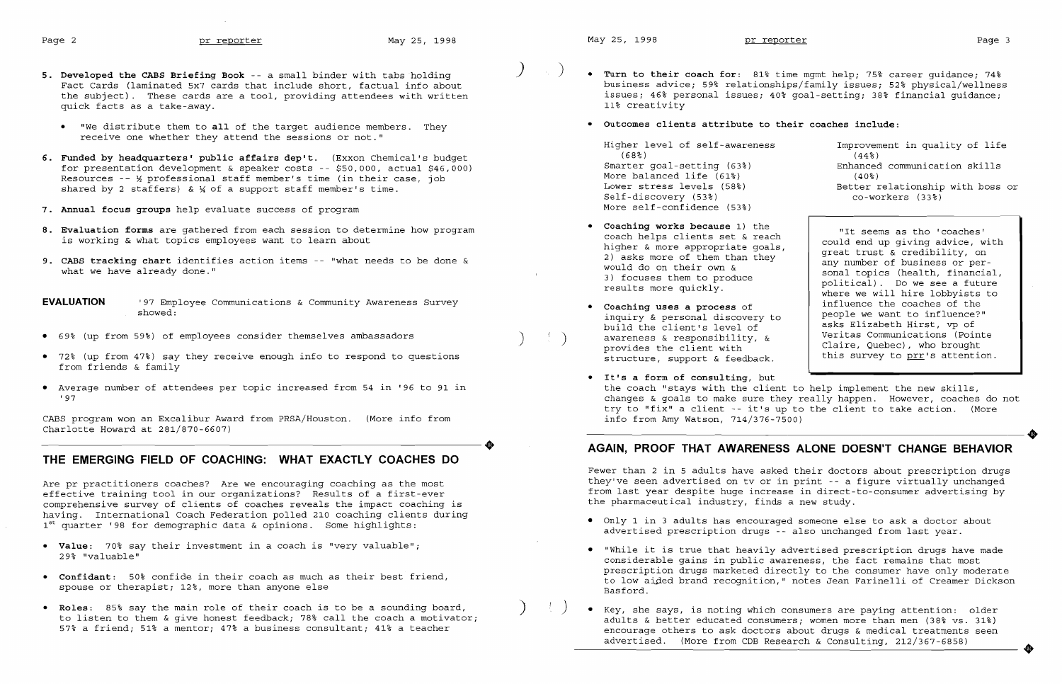5. **Developed the CABS Briefing Book** -- a small binder with tabs holding Fact Cards (laminated 5x7 cards that include short, factual info about the subject). These cards are a tool, providing attendees with written quick facts as a take-away.

   - "We distribute them to **all** of the target audience members. They receive one whether they attend the sessions or not."

6. **Funded by headquarters' public affairs dep't.** (Exxon Chemical's budget for presentation development & speaker costs -- $50,000, actual $46,000) Resources -- ½ professional staff member's time (in their case, job shared by 2 staffers) & ¼ of a support staff member's time.

7. **Annual focus groups** help evaluate success of program

8. **Evaluation forms** are gathered from each session to determine how program is working & what topics employees want to learn about

9. **CABS tracking chart** identifies action items -- "what needs to be done & what we have already done."

**EVALUATION** '97 Employee Communications & Community Awareness Survey showed:

- 69% (up from 59%) of employees consider themselves ambassadors
- 72% (up from 47%) say they receive enough info to respond to questions from friends & family
- Average number of attendees per topic increased from 54 in '96 to 91 in '97

CABS program won an Excalibur Award from PRSA/Houston. (More info from Charlotte Howard at 281/870-6607)

## THE EMERGING FIELD OF COACHING: WHAT EXACTLY COACHES DO

Are pr practitioners coaches? Are we encouraging coaching as the most effective training tool in our organizations? Results of a first-ever comprehensive survey of clients of coaches reveals the impact coaching is having. International Coach Federation polled 210 coaching clients during 1st quarter '98 for demographic data & opinions. Some highlights:

- **Value**: 70% say their investment in a coach is "very valuable"; 29% "valuable"
- **Confidant**: 50% confide in their coach as much as their best friend, spouse or therapist; 12%, more than anyone else
- **Roles**: 85% say the main role of their coach is to be a sounding board, to listen to them & give honest feedback; 78% call the coach a motivator; 57% a friend; 51% a mentor; 47% a business consultant; 41% a teacher
- **Turn to their coach for**: 81% time mgmt help; 75% career guidance; 74% business advice; 59% relationships/family issues; 52% physical/wellness issues; 46% personal issues; 40% goal-setting; 38% financial guidance; 11% creativity
- **Outcomes clients attribute to their coaches include**:

| | |
|---|---|
| Higher level of self-awareness (68%) | Improvement in quality of life (44%) |
| Smarter goal-setting (63%) | Enhanced communication skills (40%) |
| More balanced life (61%) | Better relationship with boss or co-workers (33%) |
| Lower stress levels (58%) | |
| Self-discovery (53%) | |
| More self-confidence (53%) | |

- **Coaching works because** 1) the coach helps clients set & reach higher & more appropriate goals, 2) asks more of them than they would do on their own & 3) focuses them to produce results more quickly.
- **Coaching uses a process** of inquiry & personal discovery to build the client's level of awareness & responsibility, & provides the client with structure, support & feedback.
- **It's a form of consulting**, but the coach "stays with the client to help implement the new skills, changes & goals to make sure they really happen. However, coaches do not try to "fix" a client -- it's up to the client to take action. (More info from Amy Watson, 714/376-7500)

> "It seems as tho 'coaches' could end up giving advice, with great trust & credibility, on any number of business or personal topics (health, financial, political). Do we see a future where we will hire lobbyists to influence the coaches of the people we want to influence?" asks Elizabeth Hirst, vp of Veritas Communications (Pointe Claire, Quebec), who brought this survey to prr's attention.

## AGAIN, PROOF THAT AWARENESS ALONE DOESN'T CHANGE BEHAVIOR

Fewer than 2 in 5 adults have asked their doctors about prescription drugs they've seen advertised on tv or in print -- a figure virtually unchanged from last year despite huge increase in direct-to-consumer advertising by the pharmaceutical industry, finds a new study.

- Only 1 in 3 adults has encouraged someone else to ask a doctor about advertised prescription drugs -- also unchanged from last year.
- "While it is true that heavily advertised prescription drugs have made considerable gains in public awareness, the fact remains that most prescription drugs marketed directly to the consumer have only moderate to low aided brand recognition," notes Jean Farinelli of Creamer Dickson Basford.
- Key, she says, is noting which consumers are paying attention: older adults & better educated consumers; women more than men (38% vs. 31%) encourage others to ask doctors about drugs & medical treatments seen advertised. (More from CDB Research & Consulting, 212/367-6858)